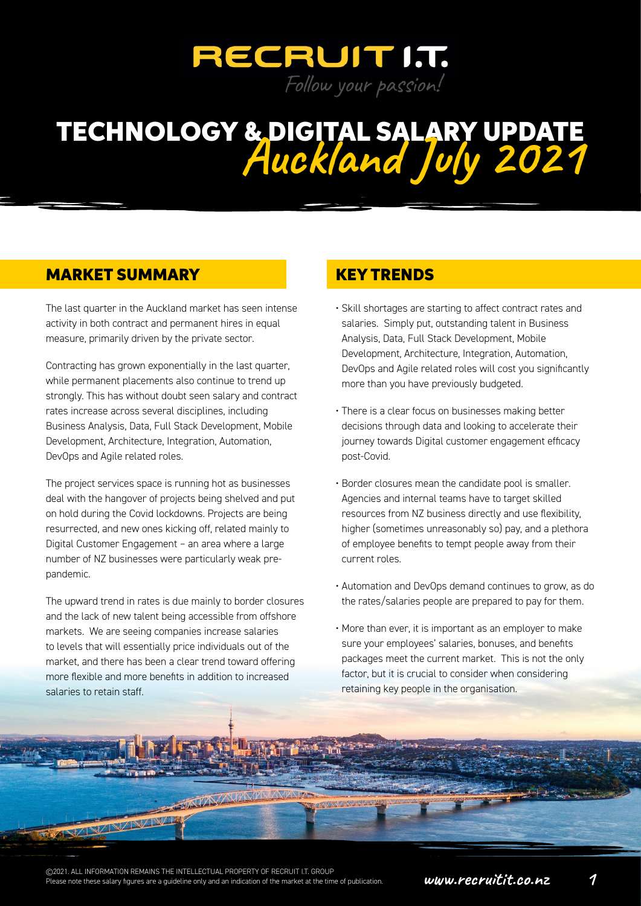# RECRUIT I.T.

*Follow your passion!*

# TECHNOLOGY & DIGITAL SALARY UPDATE *Auckland July 2021*

## MARKET SUMMARY

The last quarter in the Auckland market has seen intense activity in both contract and permanent hires in equal measure, primarily driven by the private sector.

Contracting has grown exponentially in the last quarter, while permanent placements also continue to trend up strongly. This has without doubt seen salary and contract rates increase across several disciplines, including Business Analysis, Data, Full Stack Development, Mobile Development, Architecture, Integration, Automation, DevOps and Agile related roles.

The project services space is running hot as businesses deal with the hangover of projects being shelved and put on hold during the Covid lockdowns. Projects are being resurrected, and new ones kicking off, related mainly to Digital Customer Engagement – an area where a large number of NZ businesses were particularly weak pre-pandemic.

The upward trend in rates is due mainly to border closures and the lack of new talent being accessible from offshore markets. We are seeing companies increase salaries to levels that will essentially price individuals out of the market, and there has been a clear trend toward offering more flexible and more benefits in addition to increased salaries to retain staff.

## KEY TRENDS

- Skill shortages are starting to affect contract rates and salaries. Simply put, outstanding talent in Business Analysis, Data, Full Stack Development, Mobile Development, Architecture, Integration, Automation, DevOps and Agile related roles will cost you significantly more than you have previously budgeted.
- There is a clear focus on businesses making better decisions through data and looking to accelerate their journey towards Digital customer engagement efficacy post-Covid.
- Border closures mean the candidate pool is smaller. Agencies and internal teams have to target skilled resources from NZ business directly and use flexibility, higher (sometimes unreasonably so) pay, and a plethora of employee benefits to tempt people away from their current roles.
- Automation and DevOps demand continues to grow, as do the rates/salaries people are prepared to pay for them.
- More than ever, it is important as an employer to make sure your employees' salaries, bonuses, and benefits packages meet the current market. This is not the only factor, but it is crucial to consider when considering retaining key people in the organisation.

©2021. ALL INFORMATION REMAINS THE INTELLECTUAL PROPERTY OF RECRUIT I.T. GROUP
Please note these salary figures are a guideline only and an indication of the market at the time of publication.

www.recruitit.co.nz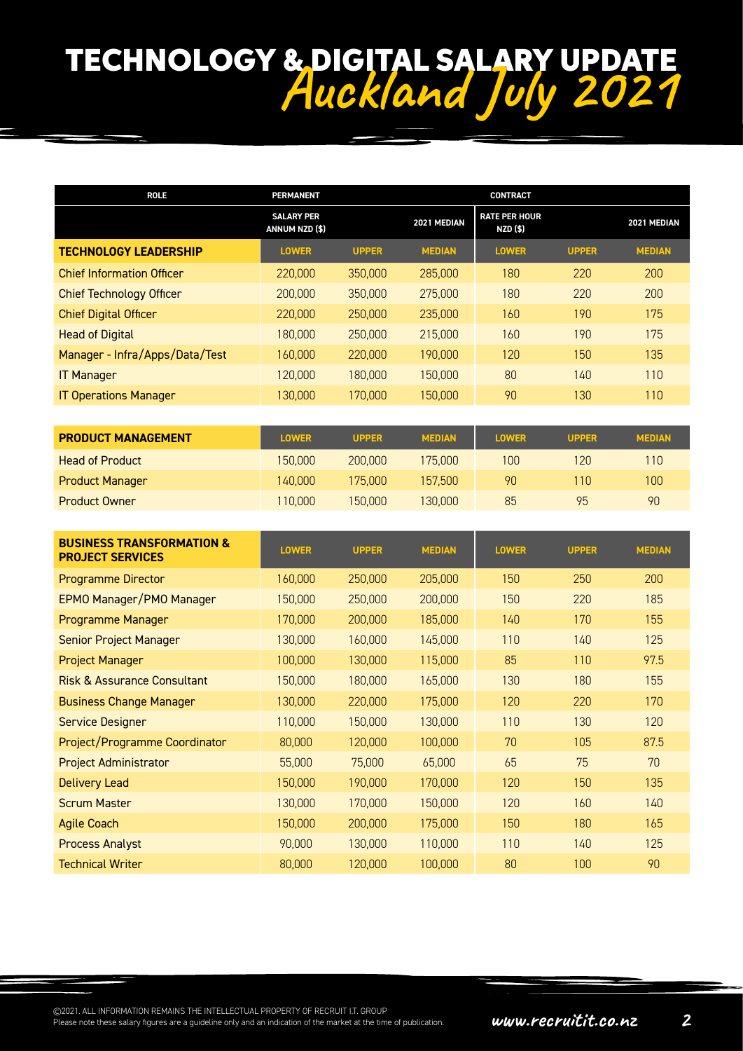# TECHNOLOGY & DIGITAL SALARY UPDATE *Auckland July 2021*

| ROLE | PERMANENT | | | CONTRACT | | |
|---|---|---|---|---|---|---|
| | SALARY PER ANNUM NZD ($) | | 2021 MEDIAN | RATE PER HOUR NZD ($) | | 2021 MEDIAN |
| **TECHNOLOGY LEADERSHIP** | **LOWER** | **UPPER** | **MEDIAN** | **LOWER** | **UPPER** | **MEDIAN** |
| Chief Information Officer | 220,000 | 350,000 | 285,000 | 180 | 220 | 200 |
| Chief Technology Officer | 200,000 | 350,000 | 275,000 | 180 | 220 | 200 |
| Chief Digital Officer | 220,000 | 250,000 | 235,000 | 160 | 190 | 175 |
| Head of Digital | 180,000 | 250,000 | 215,000 | 160 | 190 | 175 |
| Manager - Infra/Apps/Data/Test | 160,000 | 220,000 | 190,000 | 120 | 150 | 135 |
| IT Manager | 120,000 | 180,000 | 150,000 | 80 | 140 | 110 |
| IT Operations Manager | 130,000 | 170,000 | 150,000 | 90 | 130 | 110 |

| PRODUCT MANAGEMENT | LOWER | UPPER | MEDIAN | LOWER | UPPER | MEDIAN |
|---|---|---|---|---|---|---|
| Head of Product | 150,000 | 200,000 | 175,000 | 100 | 120 | 110 |
| Product Manager | 140,000 | 175,000 | 157,500 | 90 | 110 | 100 |
| Product Owner | 110,000 | 150,000 | 130,000 | 85 | 95 | 90 |

| BUSINESS TRANSFORMATION & PROJECT SERVICES | LOWER | UPPER | MEDIAN | LOWER | UPPER | MEDIAN |
|---|---|---|---|---|---|---|
| Programme Director | 160,000 | 250,000 | 205,000 | 150 | 250 | 200 |
| EPMO Manager/PMO Manager | 150,000 | 250,000 | 200,000 | 150 | 220 | 185 |
| Programme Manager | 170,000 | 200,000 | 185,000 | 140 | 170 | 155 |
| Senior Project Manager | 130,000 | 160,000 | 145,000 | 110 | 140 | 125 |
| Project Manager | 100,000 | 130,000 | 115,000 | 85 | 110 | 97.5 |
| Risk & Assurance Consultant | 150,000 | 180,000 | 165,000 | 130 | 180 | 155 |
| Business Change Manager | 130,000 | 220,000 | 175,000 | 120 | 220 | 170 |
| Service Designer | 110,000 | 150,000 | 130,000 | 110 | 130 | 120 |
| Project/Programme Coordinator | 80,000 | 120,000 | 100,000 | 70 | 105 | 87.5 |
| Project Administrator | 55,000 | 75,000 | 65,000 | 65 | 75 | 70 |
| Delivery Lead | 150,000 | 190,000 | 170,000 | 120 | 150 | 135 |
| Scrum Master | 130,000 | 170,000 | 150,000 | 120 | 160 | 140 |
| Agile Coach | 150,000 | 200,000 | 175,000 | 150 | 180 | 165 |
| Process Analyst | 90,000 | 130,000 | 110,000 | 110 | 140 | 125 |
| Technical Writer | 80,000 | 120,000 | 100,000 | 80 | 100 | 90 |

©2021. ALL INFORMATION REMAINS THE INTELLECTUAL PROPERTY OF RECRUIT I.T. GROUP
Please note these salary figures are a guideline only and an indication of the market at the time of publication.

www.recruitit.co.nz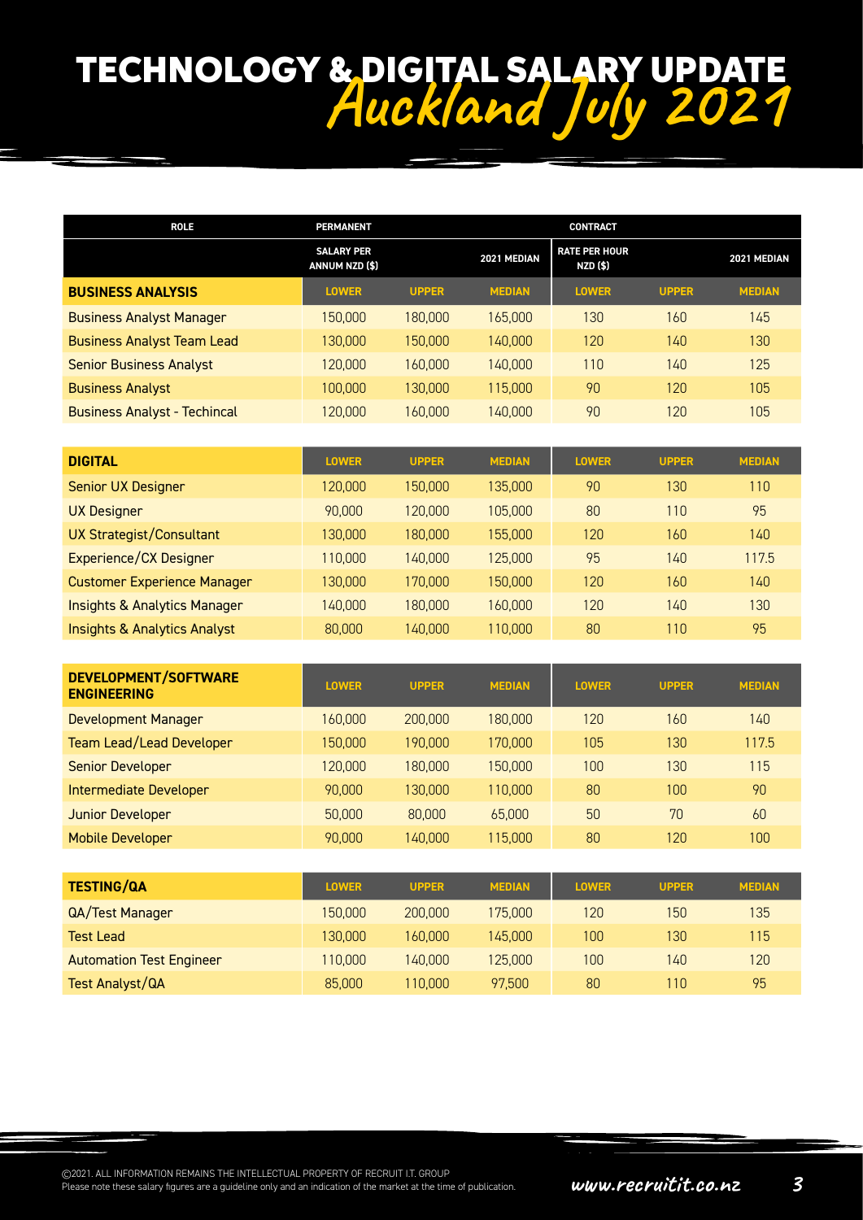# TECHNOLOGY & DIGITAL SALARY UPDATE

## Auckland July 2021

| ROLE | PERMANENT | | | CONTRACT | | |
|---|---|---|---|---|---|---|
| | SALARY PER ANNUM NZD ($) | | 2021 MEDIAN | RATE PER HOUR NZD ($) | | 2021 MEDIAN |
| **BUSINESS ANALYSIS** | **LOWER** | **UPPER** | **MEDIAN** | **LOWER** | **UPPER** | **MEDIAN** |
| Business Analyst Manager | 150,000 | 180,000 | 165,000 | 130 | 160 | 145 |
| Business Analyst Team Lead | 130,000 | 150,000 | 140,000 | 120 | 140 | 130 |
| Senior Business Analyst | 120,000 | 160,000 | 140,000 | 110 | 140 | 125 |
| Business Analyst | 100,000 | 130,000 | 115,000 | 90 | 120 | 105 |
| Business Analyst - Techincal | 120,000 | 160,000 | 140,000 | 90 | 120 | 105 |
| **DIGITAL** | **LOWER** | **UPPER** | **MEDIAN** | **LOWER** | **UPPER** | **MEDIAN** |
| Senior UX Designer | 120,000 | 150,000 | 135,000 | 90 | 130 | 110 |
| UX Designer | 90,000 | 120,000 | 105,000 | 80 | 110 | 95 |
| UX Strategist/Consultant | 130,000 | 180,000 | 155,000 | 120 | 160 | 140 |
| Experience/CX Designer | 110,000 | 140,000 | 125,000 | 95 | 140 | 117.5 |
| Customer Experience Manager | 130,000 | 170,000 | 150,000 | 120 | 160 | 140 |
| Insights & Analytics Manager | 140,000 | 180,000 | 160,000 | 120 | 140 | 130 |
| Insights & Analytics Analyst | 80,000 | 140,000 | 110,000 | 80 | 110 | 95 |
| **DEVELOPMENT/SOFTWARE ENGINEERING** | **LOWER** | **UPPER** | **MEDIAN** | **LOWER** | **UPPER** | **MEDIAN** |
| Development Manager | 160,000 | 200,000 | 180,000 | 120 | 160 | 140 |
| Team Lead/Lead Developer | 150,000 | 190,000 | 170,000 | 105 | 130 | 117.5 |
| Senior Developer | 120,000 | 180,000 | 150,000 | 100 | 130 | 115 |
| Intermediate Developer | 90,000 | 130,000 | 110,000 | 80 | 100 | 90 |
| Junior Developer | 50,000 | 80,000 | 65,000 | 50 | 70 | 60 |
| Mobile Developer | 90,000 | 140,000 | 115,000 | 80 | 120 | 100 |
| **TESTING/QA** | **LOWER** | **UPPER** | **MEDIAN** | **LOWER** | **UPPER** | **MEDIAN** |
| QA/Test Manager | 150,000 | 200,000 | 175,000 | 120 | 150 | 135 |
| Test Lead | 130,000 | 160,000 | 145,000 | 100 | 130 | 115 |
| Automation Test Engineer | 110,000 | 140,000 | 125,000 | 100 | 140 | 120 |
| Test Analyst/QA | 85,000 | 110,000 | 97,500 | 80 | 110 | 95 |

©2021. ALL INFORMATION REMAINS THE INTELLECTUAL PROPERTY OF RECRUIT I.T. GROUP
Please note these salary figures are a guideline only and an indication of the market at the time of publication.

www.recruitit.co.nz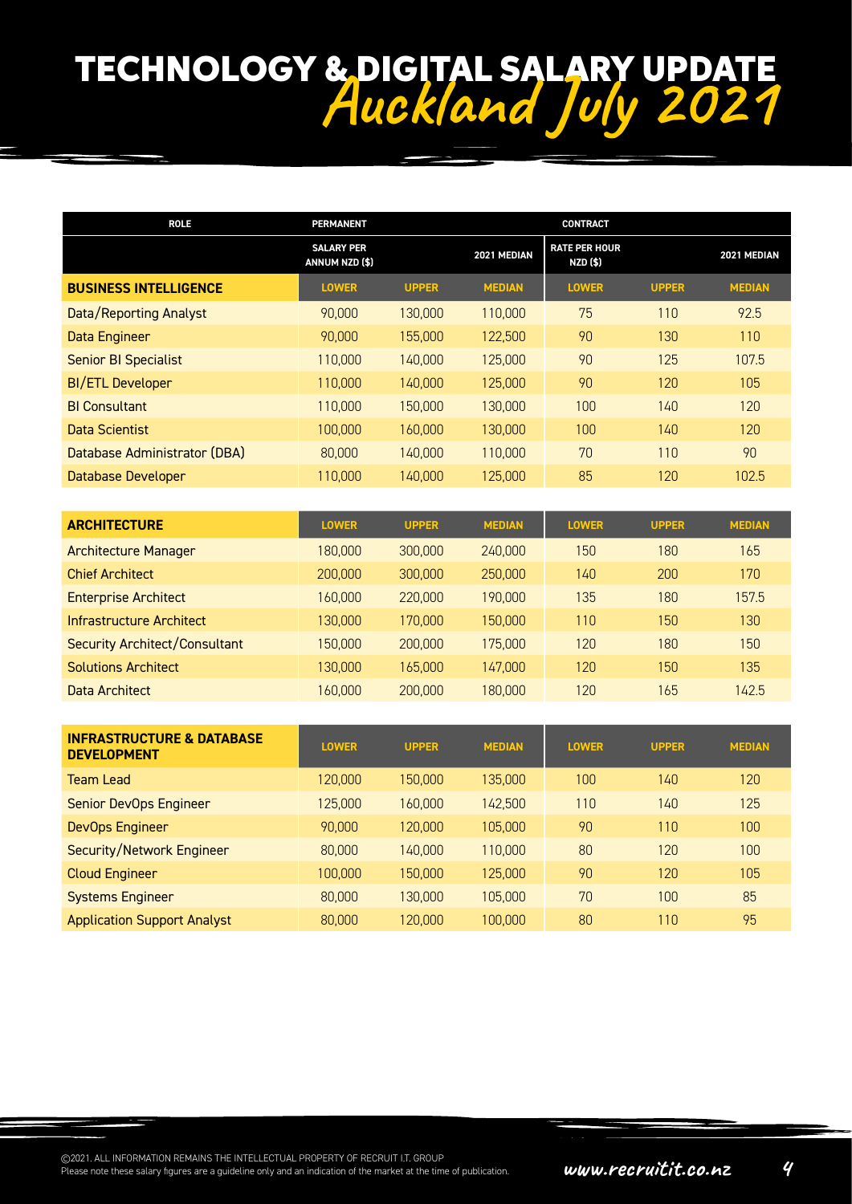# TECHNOLOGY & DIGITAL SALARY UPDATE
## Auckland July 2021

| ROLE | PERMANENT | | | CONTRACT | | |
|---|---|---|---|---|---|---|
| | SALARY PER ANNUM NZD ($) | | 2021 MEDIAN | RATE PER HOUR NZD ($) | | 2021 MEDIAN |
| **BUSINESS INTELLIGENCE** | **LOWER** | **UPPER** | **MEDIAN** | **LOWER** | **UPPER** | **MEDIAN** |
| Data/Reporting Analyst | 90,000 | 130,000 | 110,000 | 75 | 110 | 92.5 |
| Data Engineer | 90,000 | 155,000 | 122,500 | 90 | 130 | 110 |
| Senior BI Specialist | 110,000 | 140,000 | 125,000 | 90 | 125 | 107.5 |
| BI/ETL Developer | 110,000 | 140,000 | 125,000 | 90 | 120 | 105 |
| BI Consultant | 110,000 | 150,000 | 130,000 | 100 | 140 | 120 |
| Data Scientist | 100,000 | 160,000 | 130,000 | 100 | 140 | 120 |
| Database Administrator (DBA) | 80,000 | 140,000 | 110,000 | 70 | 110 | 90 |
| Database Developer | 110,000 | 140,000 | 125,000 | 85 | 120 | 102.5 |

| ARCHITECTURE | LOWER | UPPER | MEDIAN | LOWER | UPPER | MEDIAN |
|---|---|---|---|---|---|---|
| Architecture Manager | 180,000 | 300,000 | 240,000 | 150 | 180 | 165 |
| Chief Architect | 200,000 | 300,000 | 250,000 | 140 | 200 | 170 |
| Enterprise Architect | 160,000 | 220,000 | 190,000 | 135 | 180 | 157.5 |
| Infrastructure Architect | 130,000 | 170,000 | 150,000 | 110 | 150 | 130 |
| Security Architect/Consultant | 150,000 | 200,000 | 175,000 | 120 | 180 | 150 |
| Solutions Architect | 130,000 | 165,000 | 147,000 | 120 | 150 | 135 |
| Data Architect | 160,000 | 200,000 | 180,000 | 120 | 165 | 142.5 |

| INFRASTRUCTURE & DATABASE DEVELOPMENT | LOWER | UPPER | MEDIAN | LOWER | UPPER | MEDIAN |
|---|---|---|---|---|---|---|
| Team Lead | 120,000 | 150,000 | 135,000 | 100 | 140 | 120 |
| Senior DevOps Engineer | 125,000 | 160,000 | 142,500 | 110 | 140 | 125 |
| DevOps Engineer | 90,000 | 120,000 | 105,000 | 90 | 110 | 100 |
| Security/Network Engineer | 80,000 | 140,000 | 110,000 | 80 | 120 | 100 |
| Cloud Engineer | 100,000 | 150,000 | 125,000 | 90 | 120 | 105 |
| Systems Engineer | 80,000 | 130,000 | 105,000 | 70 | 100 | 85 |
| Application Support Analyst | 80,000 | 120,000 | 100,000 | 80 | 110 | 95 |

©2021. ALL INFORMATION REMAINS THE INTELLECTUAL PROPERTY OF RECRUIT I.T. GROUP
Please note these salary figures are a guideline only and an indication of the market at the time of publication.

www.recruitit.co.nz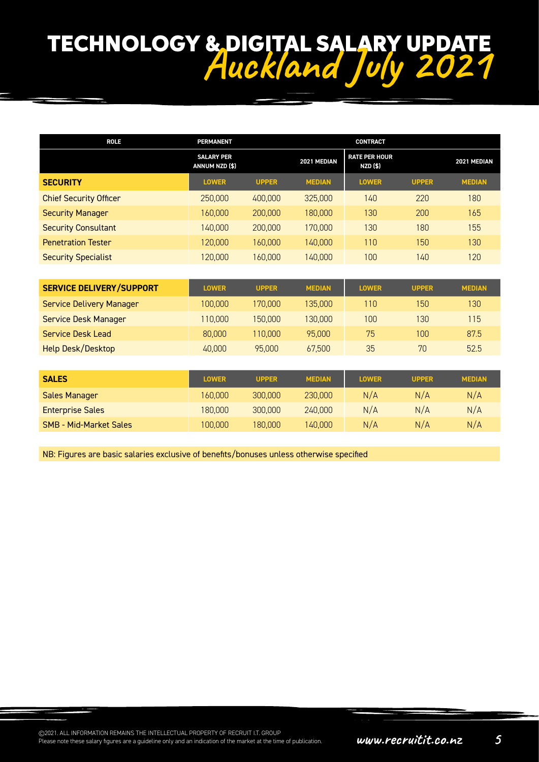# TECHNOLOGY & DIGITAL SALARY UPDATE Auckland July 2021

| ROLE | PERMANENT | | | CONTRACT | | |
|---|---|---|---|---|---|---|
| | SALARY PER ANNUM NZD ($) | | 2021 MEDIAN | RATE PER HOUR NZD ($) | | 2021 MEDIAN |
| **SECURITY** | **LOWER** | **UPPER** | **MEDIAN** | **LOWER** | **UPPER** | **MEDIAN** |
| Chief Security Officer | 250,000 | 400,000 | 325,000 | 140 | 220 | 180 |
| Security Manager | 160,000 | 200,000 | 180,000 | 130 | 200 | 165 |
| Security Consultant | 140,000 | 200,000 | 170,000 | 130 | 180 | 155 |
| Penetration Tester | 120,000 | 160,000 | 140,000 | 110 | 150 | 130 |
| Security Specialist | 120,000 | 160,000 | 140,000 | 100 | 140 | 120 |
| **SERVICE DELIVERY/SUPPORT** | **LOWER** | **UPPER** | **MEDIAN** | **LOWER** | **UPPER** | **MEDIAN** |
| Service Delivery Manager | 100,000 | 170,000 | 135,000 | 110 | 150 | 130 |
| Service Desk Manager | 110,000 | 150,000 | 130,000 | 100 | 130 | 115 |
| Service Desk Lead | 80,000 | 110,000 | 95,000 | 75 | 100 | 87.5 |
| Help Desk/Desktop | 40,000 | 95,000 | 67,500 | 35 | 70 | 52.5 |
| **SALES** | **LOWER** | **UPPER** | **MEDIAN** | **LOWER** | **UPPER** | **MEDIAN** |
| Sales Manager | 160,000 | 300,000 | 230,000 | N/A | N/A | N/A |
| Enterprise Sales | 180,000 | 300,000 | 240,000 | N/A | N/A | N/A |
| SMB - Mid-Market Sales | 100,000 | 180,000 | 140,000 | N/A | N/A | N/A |

NB: Figures are basic salaries exclusive of benefits/bonuses unless otherwise specified

©2021. ALL INFORMATION REMAINS THE INTELLECTUAL PROPERTY OF RECRUIT I.T. GROUP
Please note these salary figures are a guideline only and an indication of the market at the time of publication.

www.recruitit.co.nz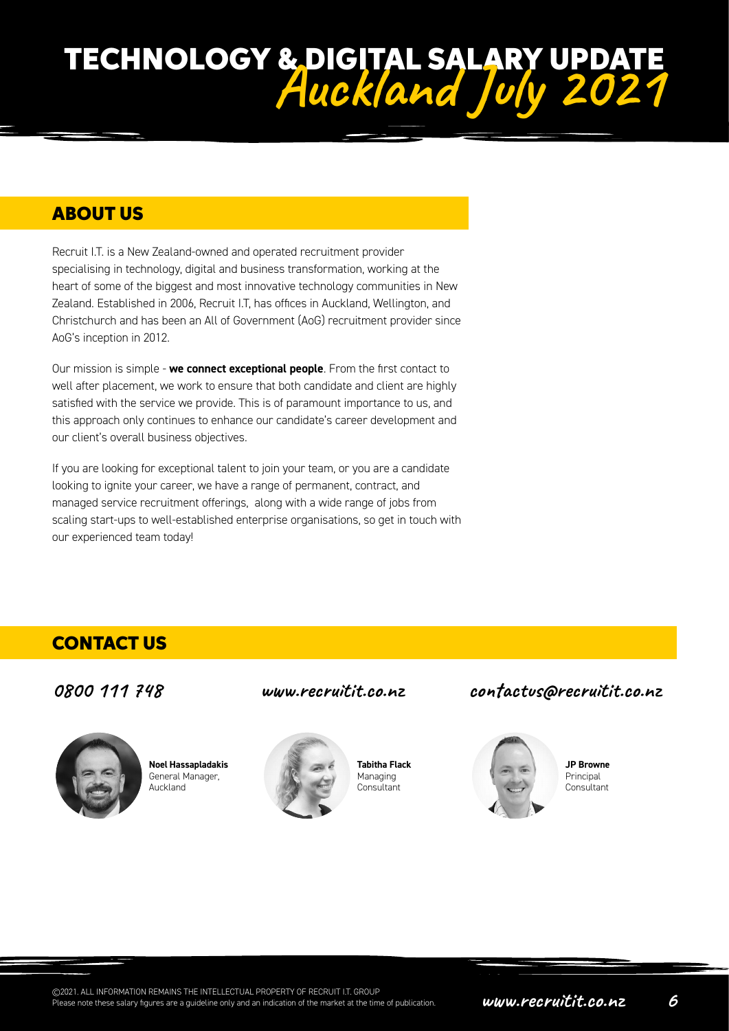# TECHNOLOGY & DIGITAL SALARY UPDATE Auckland July 2021

## ABOUT US

Recruit I.T. is a New Zealand-owned and operated recruitment provider specialising in technology, digital and business transformation, working at the heart of some of the biggest and most innovative technology communities in New Zealand. Established in 2006, Recruit I.T, has offices in Auckland, Wellington, and Christchurch and has been an All of Government (AoG) recruitment provider since AoG's inception in 2012.

Our mission is simple - **we connect exceptional people**. From the first contact to well after placement, we work to ensure that both candidate and client are highly satisfied with the service we provide. This is of paramount importance to us, and this approach only continues to enhance our candidate's career development and our client's overall business objectives.

If you are looking for exceptional talent to join your team, or you are a candidate looking to ignite your career, we have a range of permanent, contract, and managed service recruitment offerings, along with a wide range of jobs from scaling start-ups to well-established enterprise organisations, so get in touch with our experienced team today!

## CONTACT US

0800 111 748

www.recruitit.co.nz

contactus@recruitit.co.nz

**Noel Hassapladakis**
General Manager, Auckland

**Tabitha Flack**
Managing Consultant

**JP Browne**
Principal Consultant

©2021. ALL INFORMATION REMAINS THE INTELLECTUAL PROPERTY OF RECRUIT I.T. GROUP
Please note these salary figures are a guideline only and an indication of the market at the time of publication.